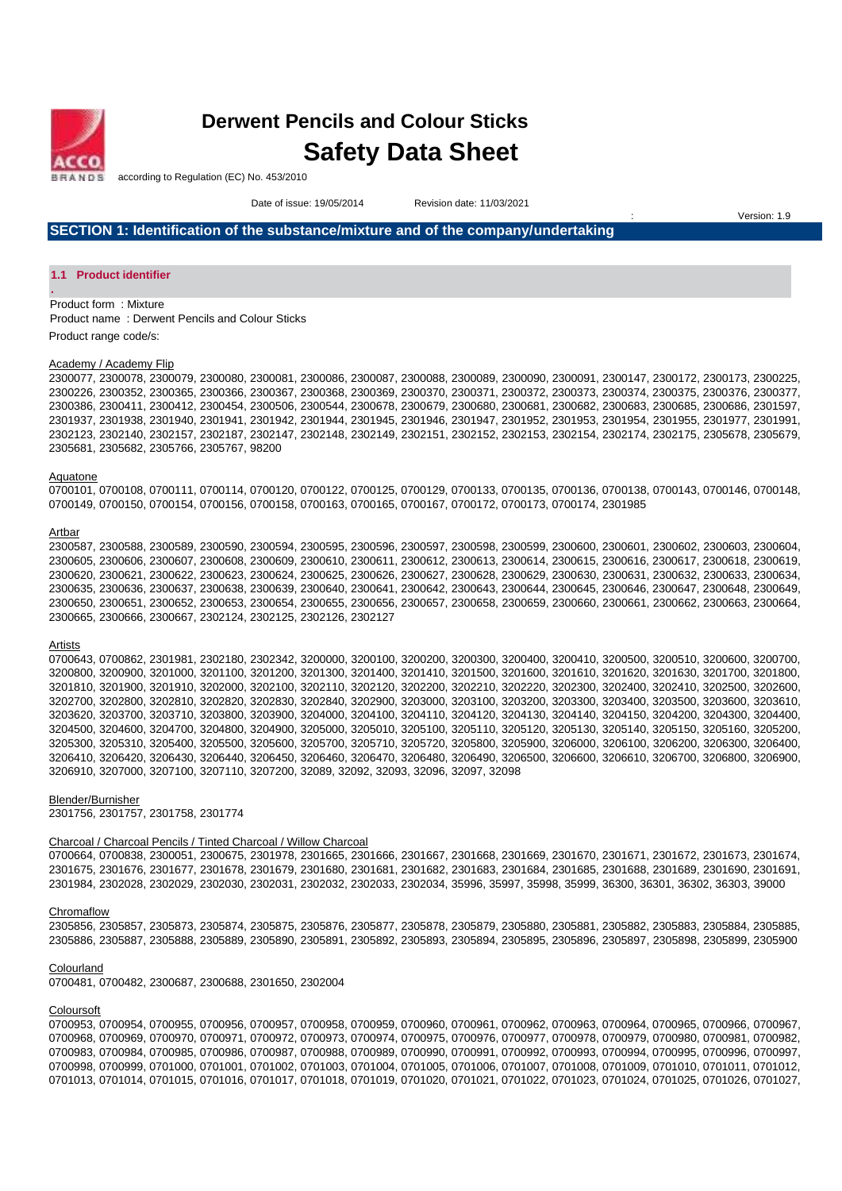# Derwent Pencils and Colour Sticks

# Safety Data Sheet

according to Regulation (EC) No. 453/2010

Date of issue: 19/05/2014 Revision date: 11/03/2021 : Version: 1.9

## SECTION 1: Identification of the substance/mixture and of the company/undertaking

### 1.1 Product identifier

Product form : Mixture

Product name : Derwent Pencils and Colour Sticks

Product range code/s:

Academy / Academy Flip

2300077, 2300078, 2300079, 2300080, 2300081, 2300086, 2300087, 2300088, 2300089, 2300090, 2300091, 2300147, 2300172, 2300173, 2300225, 2300226, 2300352, 2300365, 2300366, 2300367, 2300368, 2300369, 2300370, 2300371, 2300372, 2300373, 2300374, 2300375, 2300376, 2300377, 2300386, 2300411, 2300412, 2300454, 2300506, 2300544, 2300678, 2300679, 2300680, 2300681, 2300682, 2300683, 2300685, 2300686, 2301597, 2301937, 2301938, 2301940, 2301941, 2301942, 2301944, 2301945, 2301946, 2301947, 2301952, 2301953, 2301954, 2301955, 2301977, 2301991, 2302123, 2302140, 2302157, 2302187, 2302147, 2302148, 2302149, 2302151, 2302152, 2302153, 2302154, 2302174, 2302175, 2305678, 2305679, 2305681, 2305682, 2305766, 2305767, 98200

Aquatone

0700101, 0700108, 0700111, 0700114, 0700120, 0700122, 0700125, 0700129, 0700133, 0700135, 0700136, 0700138, 0700143, 0700146, 0700148, 0700149, 0700150, 0700154, 0700156, 0700158, 0700163, 0700165, 0700167, 0700172, 0700173, 0700174, 2301985

Artbar

2300587, 2300588, 2300589, 2300590, 2300594, 2300595, 2300596, 2300597, 2300598, 2300599, 2300600, 2300601, 2300602, 2300603, 2300604, 2300605, 2300606, 2300607, 2300608, 2300609, 2300610, 2300611, 2300612, 2300613, 2300614, 2300615, 2300616, 2300617, 2300618, 2300619, 2300620, 2300621, 2300622, 2300623, 2300624, 2300625, 2300626, 2300627, 2300628, 2300629, 2300630, 2300631, 2300632, 2300633, 2300634, 2300635, 2300636, 2300637, 2300638, 2300639, 2300640, 2300641, 2300642, 2300643, 2300644, 2300645, 2300646, 2300647, 2300648, 2300649, 2300650, 2300651, 2300652, 2300653, 2300654, 2300655, 2300656, 2300657, 2300658, 2300659, 2300660, 2300661, 2300662, 2300663, 2300664, 2300665, 2300666, 2300667, 2302124, 2302125, 2302126, 2302127

Artists

0700643, 0700862, 2301981, 2302180, 2302342, 3200000, 3200100, 3200200, 3200300, 3200400, 3200410, 3200500, 3200510, 3200600, 3200700, 3200800, 3200900, 3201000, 3201100, 3201200, 3201300, 3201400, 3201410, 3201500, 3201600, 3201610, 3201620, 3201630, 3201700, 3201800, 3201810, 3201900, 3201910, 3202000, 3202100, 3202110, 3202120, 3202200, 3202210, 3202220, 3202300, 3202400, 3202410, 3202500, 3202600, 3202700, 3202800, 3202810, 3202820, 3202830, 3202840, 3202900, 3203000, 3203100, 3203200, 3203300, 3203400, 3203500, 3203600, 3203610, 3203620, 3203700, 3203710, 3203800, 3203900, 3204000, 3204100, 3204110, 3204120, 3204130, 3204140, 3204150, 3204200, 3204300, 3204400, 3204500, 3204600, 3204700, 3204800, 3204900, 3205000, 3205010, 3205100, 3205110, 3205120, 3205130, 3205140, 3205150, 3205160, 3205200, 3205300, 3205310, 3205400, 3205500, 3205600, 3205700, 3205710, 3205720, 3205800, 3205900, 3206000, 3206100, 3206200, 3206300, 3206400, 3206410, 3206420, 3206430, 3206440, 3206450, 3206460, 3206470, 3206480, 3206490, 3206500, 3206600, 3206610, 3206700, 3206800, 3206900, 3206910, 3207000, 3207100, 3207110, 3207200, 32089, 32092, 32093, 32096, 32097, 32098

Blender/Burnisher

2301756, 2301757, 2301758, 2301774

Charcoal / Charcoal Pencils / Tinted Charcoal / Willow Charcoal

0700664, 0700838, 2300051, 2300675, 2301978, 2301665, 2301666, 2301667, 2301668, 2301669, 2301670, 2301671, 2301672, 2301673, 2301674, 2301675, 2301676, 2301677, 2301678, 2301679, 2301680, 2301681, 2301682, 2301683, 2301684, 2301685, 2301688, 2301689, 2301690, 2301691, 2301984, 2302028, 2302029, 2302030, 2302031, 2302032, 2302033, 2302034, 35996, 35997, 35998, 35999, 36300, 36301, 36302, 36303, 39000

Chromaflow

2305856, 2305857, 2305873, 2305874, 2305875, 2305876, 2305877, 2305878, 2305879, 2305880, 2305881, 2305882, 2305883, 2305884, 2305885, 2305886, 2305887, 2305888, 2305889, 2305890, 2305891, 2305892, 2305893, 2305894, 2305895, 2305896, 2305897, 2305898, 2305899, 2305900

Colourland

0700481, 0700482, 2300687, 2300688, 2301650, 2302004

Coloursoft

0700953, 0700954, 0700955, 0700956, 0700957, 0700958, 0700959, 0700960, 0700961, 0700962, 0700963, 0700964, 0700965, 0700966, 0700967, 0700968, 0700969, 0700970, 0700971, 0700972, 0700973, 0700974, 0700975, 0700976, 0700977, 0700978, 0700979, 0700980, 0700981, 0700982, 0700983, 0700984, 0700985, 0700986, 0700987, 0700988, 0700989, 0700990, 0700991, 0700992, 0700993, 0700994, 0700995, 0700996, 0700997, 0700998, 0700999, 0701000, 0701001, 0701002, 0701003, 0701004, 0701005, 0701006, 0701007, 0701008, 0701009, 0701010, 0701011, 0701012, 0701013, 0701014, 0701015, 0701016, 0701017, 0701018, 0701019, 0701020, 0701021, 0701022, 0701023, 0701024, 0701025, 0701026, 0701027,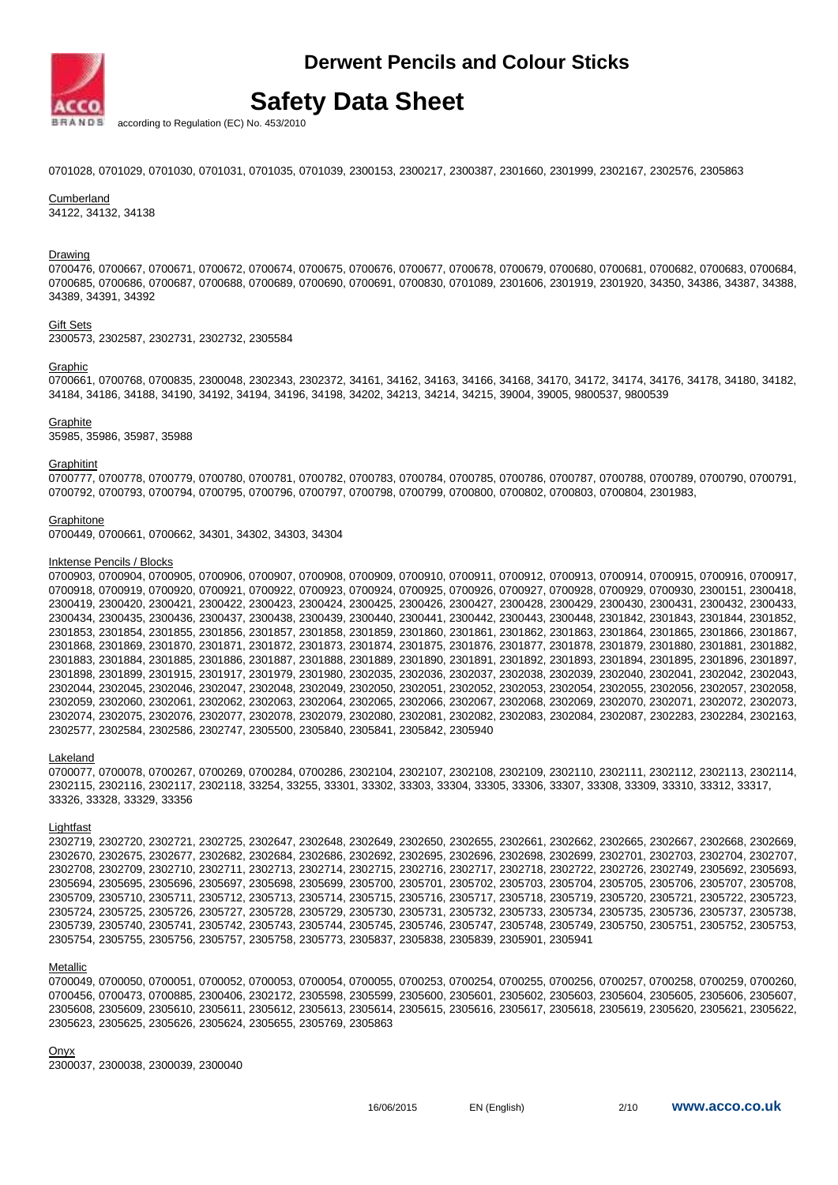0701028, 0701029, 0701030, 0701031, 0701035, 0701039, 2300153, 2300217, 2300387, 2301660, 2301999, 2302167, 2302576, 2305863

Cumberland
34122, 34132, 34138

Drawing
0700476, 0700667, 0700671, 0700672, 0700674, 0700675, 0700676, 0700677, 0700678, 0700679, 0700680, 0700681, 0700682, 0700683, 0700684, 0700685, 0700686, 0700687, 0700688, 0700689, 0700690, 0700691, 0700830, 0701089, 2301606, 2301919, 2301920, 34350, 34386, 34387, 34388, 34389, 34391, 34392

Gift Sets
2300573, 2302587, 2302731, 2302732, 2305584

Graphic
0700661, 0700768, 0700835, 2300048, 2302343, 2302372, 34161, 34162, 34163, 34166, 34168, 34170, 34172, 34174, 34176, 34178, 34180, 34182, 34184, 34186, 34188, 34190, 34192, 34194, 34196, 34198, 34202, 34213, 34214, 34215, 39004, 39005, 9800537, 9800539

Graphite
35985, 35986, 35987, 35988

Graphitint
0700777, 0700778, 0700779, 0700780, 0700781, 0700782, 0700783, 0700784, 0700785, 0700786, 0700787, 0700788, 0700789, 0700790, 0700791, 0700792, 0700793, 0700794, 0700795, 0700796, 0700797, 0700798, 0700799, 0700800, 0700802, 0700803, 0700804, 2301983,

Graphitone
0700449, 0700661, 0700662, 34301, 34302, 34303, 34304

Inktense Pencils / Blocks
0700903, 0700904, 0700905, 0700906, 0700907, 0700908, 0700909, 0700910, 0700911, 0700912, 0700913, 0700914, 0700915, 0700916, 0700917, 0700918, 0700919, 0700920, 0700921, 0700922, 0700923, 0700924, 0700925, 0700926, 0700927, 0700928, 0700929, 0700930, 2300151, 2300418, 2300419, 2300420, 2300421, 2300422, 2300423, 2300424, 2300425, 2300426, 2300427, 2300428, 2300429, 2300430, 2300431, 2300432, 2300433, 2300434, 2300435, 2300436, 2300437, 2300438, 2300439, 2300440, 2300441, 2300442, 2300443, 2300448, 2301842, 2301843, 2301844, 2301852, 2301853, 2301854, 2301855, 2301856, 2301857, 2301858, 2301859, 2301860, 2301861, 2301862, 2301863, 2301864, 2301865, 2301866, 2301867, 2301868, 2301869, 2301870, 2301871, 2301872, 2301873, 2301874, 2301875, 2301876, 2301877, 2301878, 2301879, 2301880, 2301881, 2301882, 2301883, 2301884, 2301885, 2301886, 2301887, 2301888, 2301889, 2301890, 2301891, 2301892, 2301893, 2301894, 2301895, 2301896, 2301897, 2301898, 2301899, 2301915, 2301917, 2301979, 2301980, 2302035, 2302036, 2302037, 2302038, 2302039, 2302040, 2302041, 2302042, 2302043, 2302044, 2302045, 2302046, 2302047, 2302048, 2302049, 2302050, 2302051, 2302052, 2302053, 2302054, 2302055, 2302056, 2302057, 2302058, 2302059, 2302060, 2302061, 2302062, 2302063, 2302064, 2302065, 2302066, 2302067, 2302068, 2302069, 2302070, 2302071, 2302072, 2302073, 2302074, 2302075, 2302076, 2302077, 2302078, 2302079, 2302080, 2302081, 2302082, 2302083, 2302084, 2302087, 2302283, 2302284, 2302163, 2302577, 2302584, 2302586, 2302747, 2305500, 2305840, 2305841, 2305842, 2305940

Lakeland
0700077, 0700078, 0700267, 0700269, 0700284, 0700286, 2302104, 2302107, 2302108, 2302109, 2302110, 2302111, 2302112, 2302113, 2302114, 2302115, 2302116, 2302117, 2302118, 33254, 33255, 33301, 33302, 33303, 33304, 33305, 33306, 33307, 33308, 33309, 33310, 33312, 33317, 33326, 33328, 33329, 33356

Lightfast
2302719, 2302720, 2302721, 2302725, 2302647, 2302648, 2302649, 2302650, 2302655, 2302661, 2302662, 2302665, 2302667, 2302668, 2302669, 2302670, 2302675, 2302677, 2302682, 2302684, 2302686, 2302692, 2302695, 2302696, 2302698, 2302699, 2302701, 2302703, 2302704, 2302707, 2302708, 2302709, 2302710, 2302711, 2302713, 2302714, 2302715, 2302716, 2302717, 2302718, 2302722, 2302726, 2302749, 2305692, 2305693, 2305694, 2305695, 2305696, 2305697, 2305698, 2305699, 2305700, 2305701, 2305702, 2305703, 2305704, 2305705, 2305706, 2305707, 2305708, 2305709, 2305710, 2305711, 2305712, 2305713, 2305714, 2305715, 2305716, 2305717, 2305718, 2305719, 2305720, 2305721, 2305722, 2305723, 2305724, 2305725, 2305726, 2305727, 2305728, 2305729, 2305730, 2305731, 2305732, 2305733, 2305734, 2305735, 2305736, 2305737, 2305738, 2305739, 2305740, 2305741, 2305742, 2305743, 2305744, 2305745, 2305746, 2305747, 2305748, 2305749, 2305750, 2305751, 2305752, 2305753, 2305754, 2305755, 2305756, 2305757, 2305758, 2305773, 2305837, 2305838, 2305839, 2305901, 2305941

Metallic
0700049, 0700050, 0700051, 0700052, 0700053, 0700054, 0700055, 0700253, 0700254, 0700255, 0700256, 0700257, 0700258, 0700259, 0700260, 0700456, 0700473, 0700885, 2300406, 2302172, 2305598, 2305599, 2305600, 2305601, 2305602, 2305603, 2305604, 2305605, 2305606, 2305607, 2305608, 2305609, 2305610, 2305611, 2305612, 2305613, 2305614, 2305615, 2305616, 2305617, 2305618, 2305619, 2305620, 2305621, 2305622, 2305623, 2305625, 2305626, 2305624, 2305655, 2305769, 2305863

Onyx
2300037, 2300038, 2300039, 2300040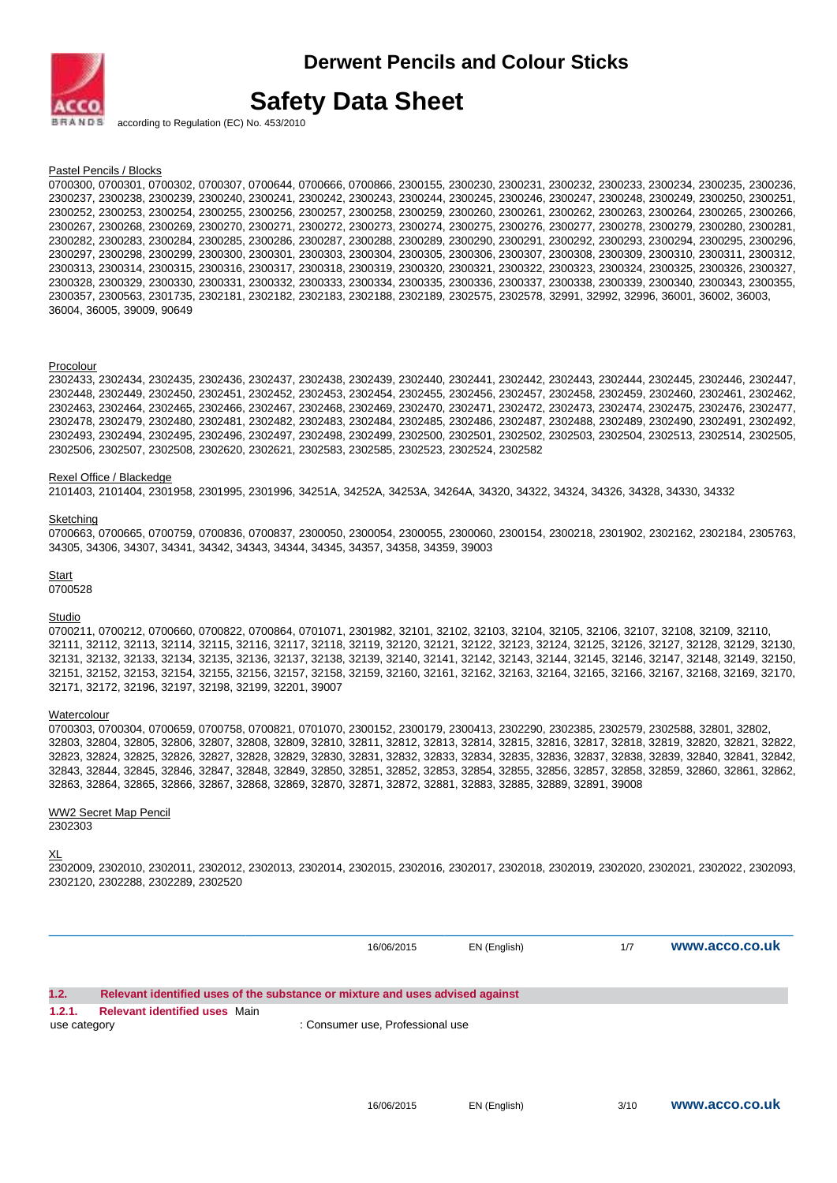# Derwent Pencils and Colour Sticks

# Safety Data Sheet

according to Regulation (EC) No. 453/2010

Pastel Pencils / Blocks

0700300, 0700301, 0700302, 0700307, 0700644, 0700666, 0700866, 2300155, 2300230, 2300231, 2300232, 2300233, 2300234, 2300235, 2300236, 2300237, 2300238, 2300239, 2300240, 2300241, 2300242, 2300243, 2300244, 2300245, 2300246, 2300247, 2300248, 2300249, 2300250, 2300251, 2300252, 2300253, 2300254, 2300255, 2300256, 2300257, 2300258, 2300259, 2300260, 2300261, 2300262, 2300263, 2300264, 2300265, 2300266, 2300267, 2300268, 2300269, 2300270, 2300271, 2300272, 2300273, 2300274, 2300275, 2300276, 2300277, 2300278, 2300279, 2300280, 2300281, 2300282, 2300283, 2300284, 2300285, 2300286, 2300287, 2300288, 2300289, 2300290, 2300291, 2300292, 2300293, 2300294, 2300295, 2300296, 2300297, 2300298, 2300299, 2300300, 2300301, 2300303, 2300304, 2300305, 2300306, 2300307, 2300308, 2300309, 2300310, 2300311, 2300312, 2300313, 2300314, 2300315, 2300316, 2300317, 2300318, 2300319, 2300320, 2300321, 2300322, 2300323, 2300324, 2300325, 2300326, 2300327, 2300328, 2300329, 2300330, 2300331, 2300332, 2300333, 2300334, 2300335, 2300336, 2300337, 2300338, 2300339, 2300340, 2300343, 2300355, 2300357, 2300563, 2301735, 2302181, 2302182, 2302183, 2302188, 2302189, 2302575, 2302578, 32991, 32992, 32996, 36001, 36002, 36003, 36004, 36005, 39009, 90649

Procolour

2302433, 2302434, 2302435, 2302436, 2302437, 2302438, 2302439, 2302440, 2302441, 2302442, 2302443, 2302444, 2302445, 2302446, 2302447, 2302448, 2302449, 2302450, 2302451, 2302452, 2302453, 2302454, 2302455, 2302456, 2302457, 2302458, 2302459, 2302460, 2302461, 2302462, 2302463, 2302464, 2302465, 2302466, 2302467, 2302468, 2302469, 2302470, 2302471, 2302472, 2302473, 2302474, 2302475, 2302476, 2302477, 2302478, 2302479, 2302480, 2302481, 2302482, 2302483, 2302484, 2302485, 2302486, 2302487, 2302488, 2302489, 2302490, 2302491, 2302492, 2302493, 2302494, 2302495, 2302496, 2302497, 2302498, 2302499, 2302500, 2302501, 2302502, 2302503, 2302504, 2302513, 2302514, 2302505, 2302506, 2302507, 2302508, 2302620, 2302621, 2302583, 2302585, 2302523, 2302524, 2302582

Rexel Office / Blackedge

2101403, 2101404, 2301958, 2301995, 2301996, 34251A, 34252A, 34253A, 34264A, 34320, 34322, 34324, 34326, 34328, 34330, 34332

Sketching

0700663, 0700665, 0700759, 0700836, 0700837, 2300050, 2300054, 2300055, 2300060, 2300154, 2300218, 2301902, 2302162, 2302184, 2305763, 34305, 34306, 34307, 34341, 34342, 34343, 34344, 34345, 34357, 34358, 34359, 39003

Start

0700528

Studio

0700211, 0700212, 0700660, 0700822, 0700864, 0701071, 2301982, 32101, 32102, 32103, 32104, 32105, 32106, 32107, 32108, 32109, 32110, 32111, 32112, 32113, 32114, 32115, 32116, 32117, 32118, 32119, 32120, 32121, 32122, 32123, 32124, 32125, 32126, 32127, 32128, 32129, 32130, 32131, 32132, 32133, 32134, 32135, 32136, 32137, 32138, 32139, 32140, 32141, 32142, 32143, 32144, 32145, 32146, 32147, 32148, 32149, 32150, 32151, 32152, 32153, 32154, 32155, 32156, 32157, 32158, 32159, 32160, 32161, 32162, 32163, 32164, 32165, 32166, 32167, 32168, 32169, 32170, 32171, 32172, 32196, 32197, 32198, 32199, 32201, 39007

Watercolour

0700303, 0700304, 0700659, 0700758, 0700821, 0701070, 2300152, 2300179, 2300413, 2302290, 2302385, 2302579, 2302588, 32801, 32802, 32803, 32804, 32805, 32806, 32807, 32808, 32809, 32810, 32811, 32812, 32813, 32814, 32815, 32816, 32817, 32818, 32819, 32820, 32821, 32822, 32823, 32824, 32825, 32826, 32827, 32828, 32829, 32830, 32831, 32832, 32833, 32834, 32835, 32836, 32837, 32838, 32839, 32840, 32841, 32842, 32843, 32844, 32845, 32846, 32847, 32848, 32849, 32850, 32851, 32852, 32853, 32854, 32855, 32856, 32857, 32858, 32859, 32860, 32861, 32862, 32863, 32864, 32865, 32866, 32867, 32868, 32869, 32870, 32871, 32872, 32881, 32883, 32885, 32889, 32891, 39008

WW2 Secret Map Pencil

2302303

XL

2302009, 2302010, 2302011, 2302012, 2302013, 2302014, 2302015, 2302016, 2302017, 2302018, 2302019, 2302020, 2302021, 2302022, 2302093, 2302120, 2302288, 2302289, 2302520

## 1.2. Relevant identified uses of the substance or mixture and uses advised against

### 1.2.1. Relevant identified uses

Main use category : Consumer use, Professional use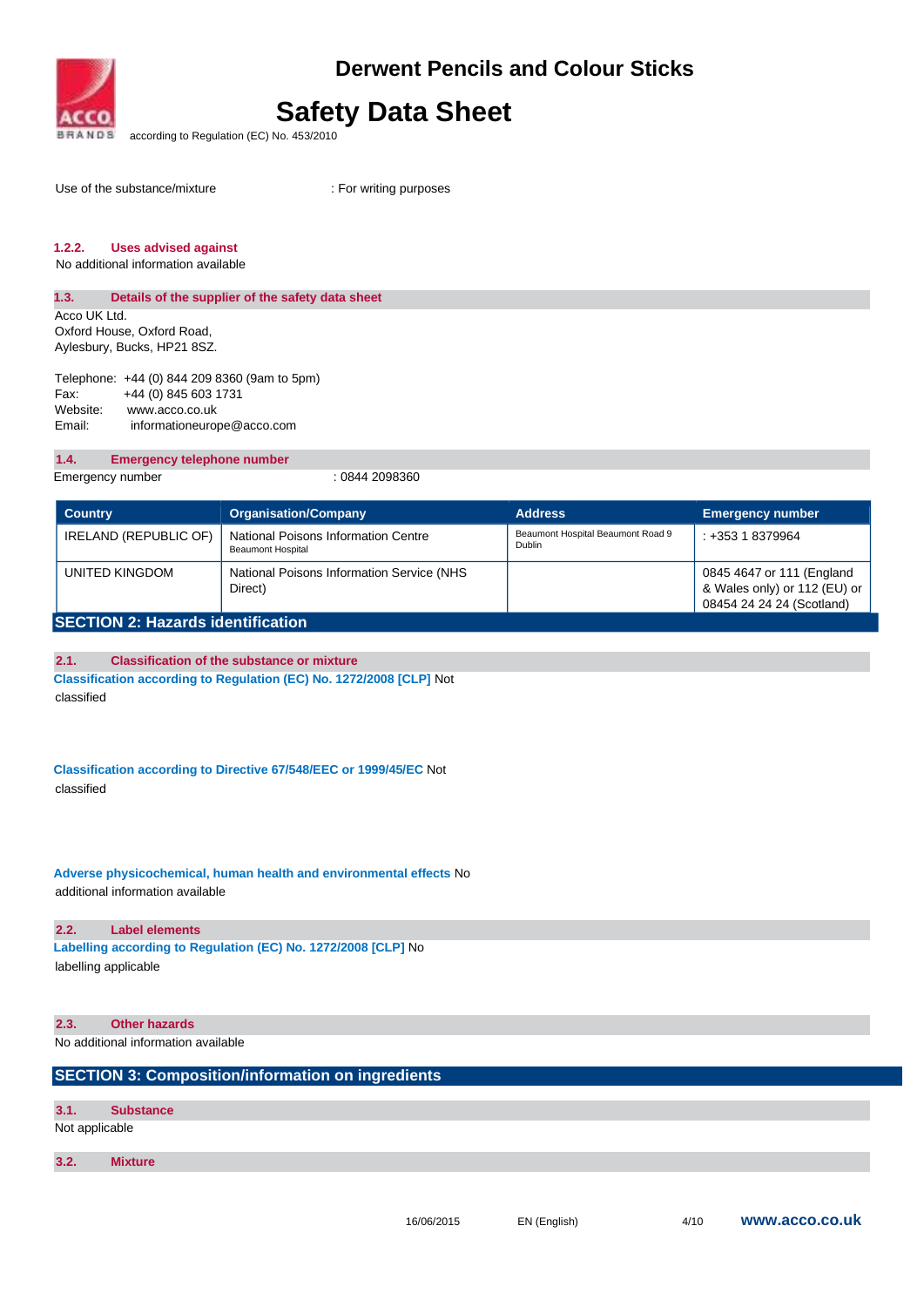Use of the substance/mixture : For writing purposes

### 1.2.2. Uses advised against

No additional information available

### 1.3. Details of the supplier of the safety data sheet

Acco UK Ltd.
Oxford House, Oxford Road,
Aylesbury, Bucks, HP21 8SZ.

Telephone: +44 (0) 844 209 8360 (9am to 5pm)
Fax: +44 (0) 845 603 1731
Website: www.acco.co.uk
Email: informationeurope@acco.com

### 1.4. Emergency telephone number

Emergency number : 0844 2098360

| Country | Organisation/Company | Address | Emergency number |
|---|---|---|---|
| IRELAND (REPUBLIC OF) | National Poisons Information Centre Beaumont Hospital | Beaumont Hospital Beaumont Road 9 Dublin | : +353 1 8379964 |
| UNITED KINGDOM | National Poisons Information Service (NHS Direct) | | 0845 4647 or 111 (England & Wales only) or 112 (EU) or 08454 24 24 24 (Scotland) |

## SECTION 2: Hazards identification

### 2.1. Classification of the substance or mixture

**Classification according to Regulation (EC) No. 1272/2008 [CLP]** Not classified

**Classification according to Directive 67/548/EEC or 1999/45/EC** Not classified

**Adverse physicochemical, human health and environmental effects** No additional information available

### 2.2. Label elements

**Labelling according to Regulation (EC) No. 1272/2008 [CLP]** No labelling applicable

### 2.3. Other hazards

No additional information available

## SECTION 3: Composition/information on ingredients

### 3.1. Substance

Not applicable

### 3.2. Mixture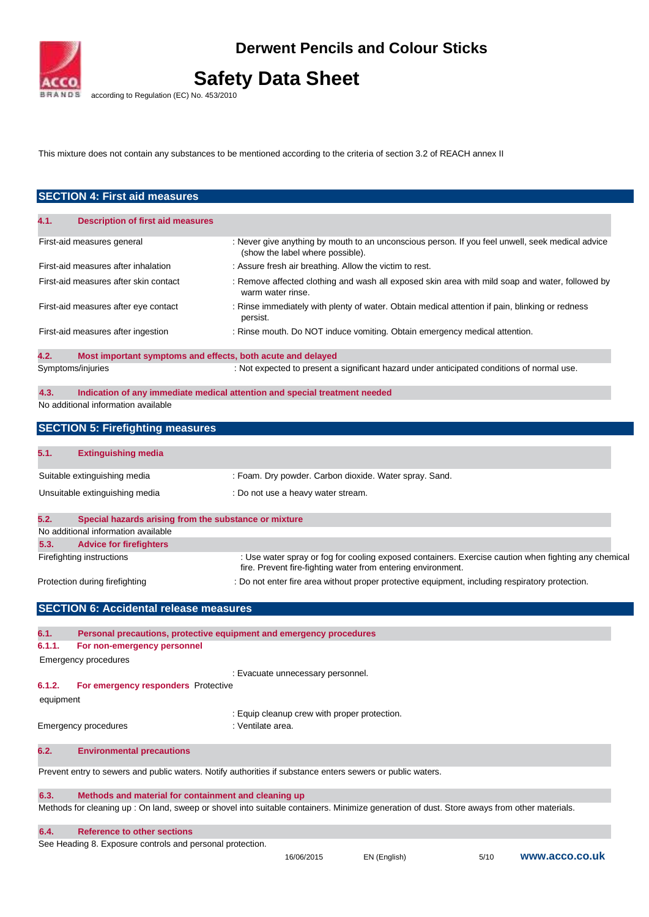This mixture does not contain any substances to be mentioned according to the criteria of section 3.2 of REACH annex II

## SECTION 4: First aid measures

### 4.1. Description of first aid measures

| | |
|---|---|
| First-aid measures general | : Never give anything by mouth to an unconscious person. If you feel unwell, seek medical advice (show the label where possible). |
| First-aid measures after inhalation | : Assure fresh air breathing. Allow the victim to rest. |
| First-aid measures after skin contact | : Remove affected clothing and wash all exposed skin area with mild soap and water, followed by warm water rinse. |
| First-aid measures after eye contact | : Rinse immediately with plenty of water. Obtain medical attention if pain, blinking or redness persist. |
| First-aid measures after ingestion | : Rinse mouth. Do NOT induce vomiting. Obtain emergency medical attention. |

### 4.2. Most important symptoms and effects, both acute and delayed

| | |
|---|---|
| Symptoms/injuries | : Not expected to present a significant hazard under anticipated conditions of normal use. |

### 4.3. Indication of any immediate medical attention and special treatment needed

No additional information available

## SECTION 5: Firefighting measures

### 5.1. Extinguishing media

| | |
|---|---|
| Suitable extinguishing media | : Foam. Dry powder. Carbon dioxide. Water spray. Sand. |
| Unsuitable extinguishing media | : Do not use a heavy water stream. |

### 5.2. Special hazards arising from the substance or mixture

No additional information available

### 5.3. Advice for firefighters

| | |
|---|---|
| Firefighting instructions | : Use water spray or fog for cooling exposed containers. Exercise caution when fighting any chemical fire. Prevent fire-fighting water from entering environment. |
| Protection during firefighting | : Do not enter fire area without proper protective equipment, including respiratory protection. |

## SECTION 6: Accidental release measures

### 6.1. Personal precautions, protective equipment and emergency procedures

#### 6.1.1. For non-emergency personnel

Emergency procedures : Evacuate unnecessary personnel.

#### 6.1.2. For emergency responders

Protective equipment : Equip cleanup crew with proper protection.

Emergency procedures : Ventilate area.

### 6.2. Environmental precautions

Prevent entry to sewers and public waters. Notify authorities if substance enters sewers or public waters.

### 6.3. Methods and material for containment and cleaning up

Methods for cleaning up : On land, sweep or shovel into suitable containers. Minimize generation of dust. Store aways from other materials.

### 6.4. Reference to other sections

See Heading 8. Exposure controls and personal protection.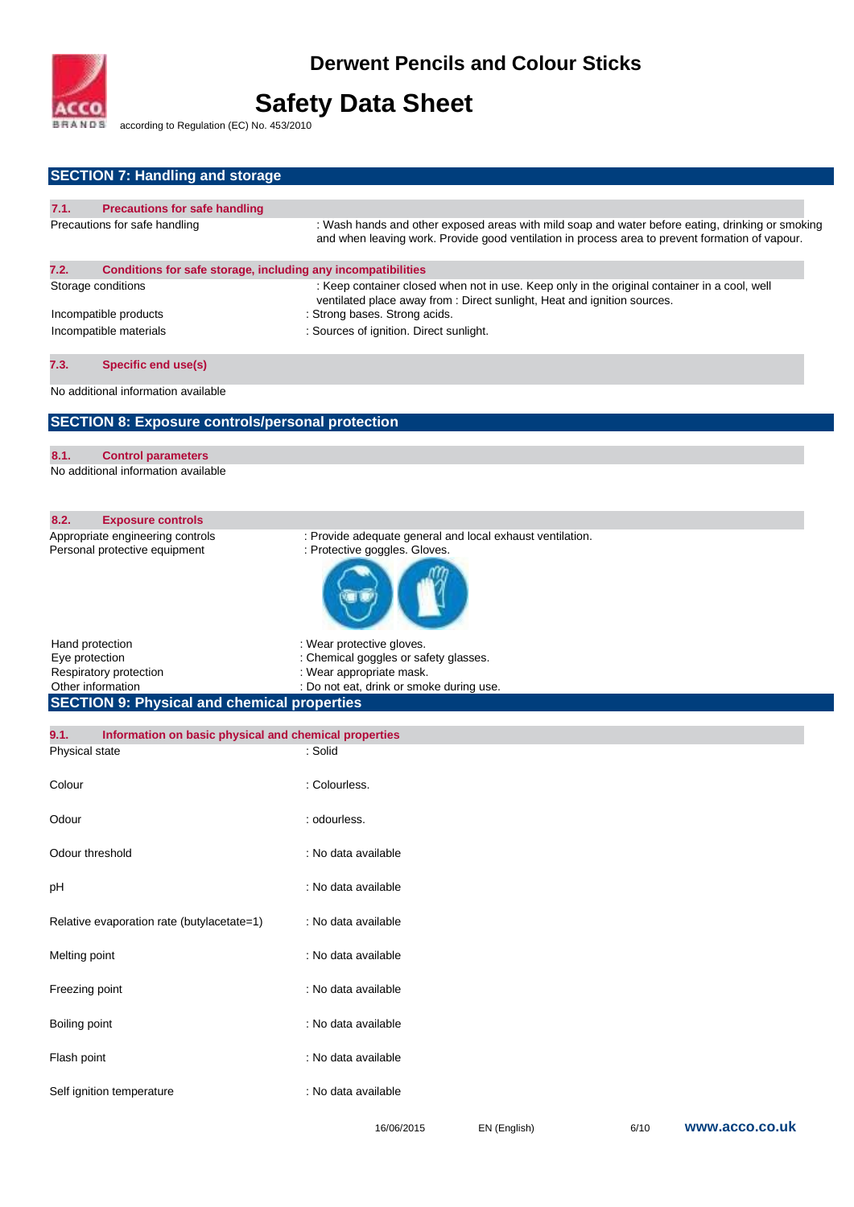## SECTION 7: Handling and storage

### 7.1. Precautions for safe handling

| | |
|---|---|
| Precautions for safe handling | : Wash hands and other exposed areas with mild soap and water before eating, drinking or smoking and when leaving work. Provide good ventilation in process area to prevent formation of vapour. |

### 7.2. Conditions for safe storage, including any incompatibilities

| | |
|---|---|
| Storage conditions | : Keep container closed when not in use. Keep only in the original container in a cool, well ventilated place away from : Direct sunlight, Heat and ignition sources. |
| Incompatible products | : Strong bases. Strong acids. |
| Incompatible materials | : Sources of ignition. Direct sunlight. |

### 7.3. Specific end use(s)

No additional information available

## SECTION 8: Exposure controls/personal protection

### 8.1. Control parameters

No additional information available

### 8.2. Exposure controls

| | |
|---|---|
| Appropriate engineering controls | : Provide adequate general and local exhaust ventilation. |
| Personal protective equipment | : Protective goggles. Gloves. |
| Hand protection | : Wear protective gloves. |
| Eye protection | : Chemical goggles or safety glasses. |
| Respiratory protection | : Wear appropriate mask. |
| Other information | : Do not eat, drink or smoke during use. |

## SECTION 9: Physical and chemical properties

### 9.1. Information on basic physical and chemical properties

| | |
|---|---|
| Physical state | : Solid |
| Colour | : Colourless. |
| Odour | : odourless. |
| Odour threshold | : No data available |
| pH | : No data available |
| Relative evaporation rate (butylacetate=1) | : No data available |
| Melting point | : No data available |
| Freezing point | : No data available |
| Boiling point | : No data available |
| Flash point | : No data available |
| Self ignition temperature | : No data available |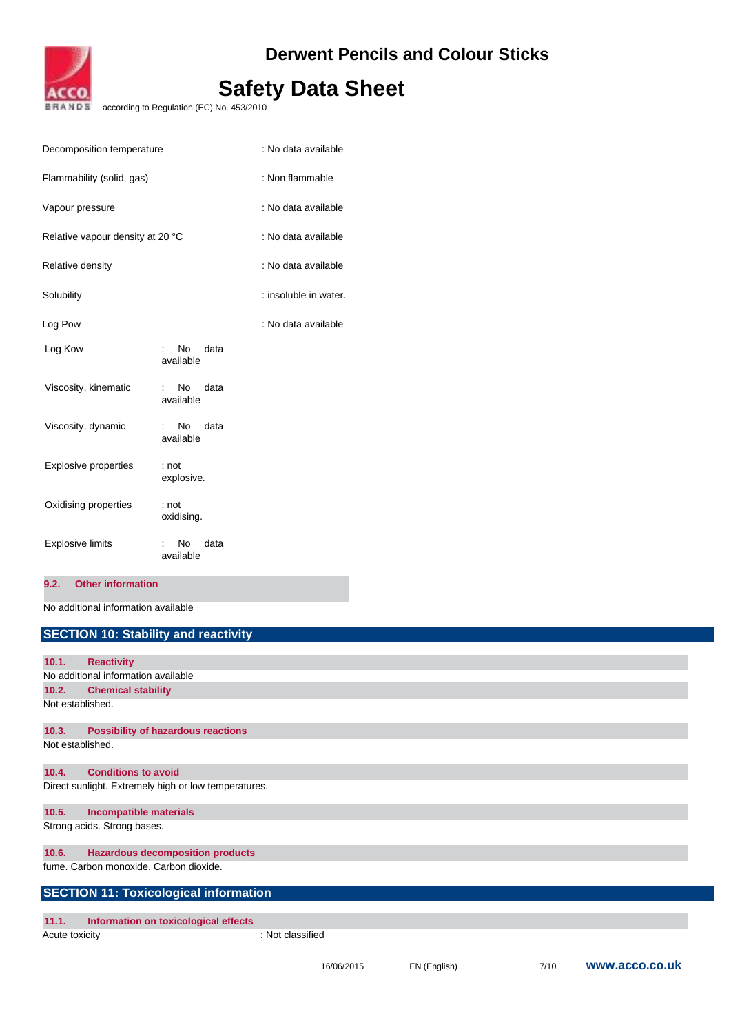| | |
|---|---|
| Decomposition temperature | : No data available |
| Flammability (solid, gas) | : Non flammable |
| Vapour pressure | : No data available |
| Relative vapour density at 20 °C | : No data available |
| Relative density | : No data available |
| Solubility | : insoluble in water. |
| Log Pow | : No data available |
| Log Kow | : No data available |
| Viscosity, kinematic | : No data available |
| Viscosity, dynamic | : No data available |
| Explosive properties | : not explosive. |
| Oxidising properties | : not oxidising. |
| Explosive limits | : No data available |

### 9.2. Other information

No additional information available

## SECTION 10: Stability and reactivity

### 10.1. Reactivity

No additional information available

### 10.2. Chemical stability

Not established.

### 10.3. Possibility of hazardous reactions

Not established.

### 10.4. Conditions to avoid

Direct sunlight. Extremely high or low temperatures.

### 10.5. Incompatible materials

Strong acids. Strong bases.

### 10.6. Hazardous decomposition products

fume. Carbon monoxide. Carbon dioxide.

## SECTION 11: Toxicological information

### 11.1. Information on toxicological effects

| | |
|---|---|
| Acute toxicity | : Not classified |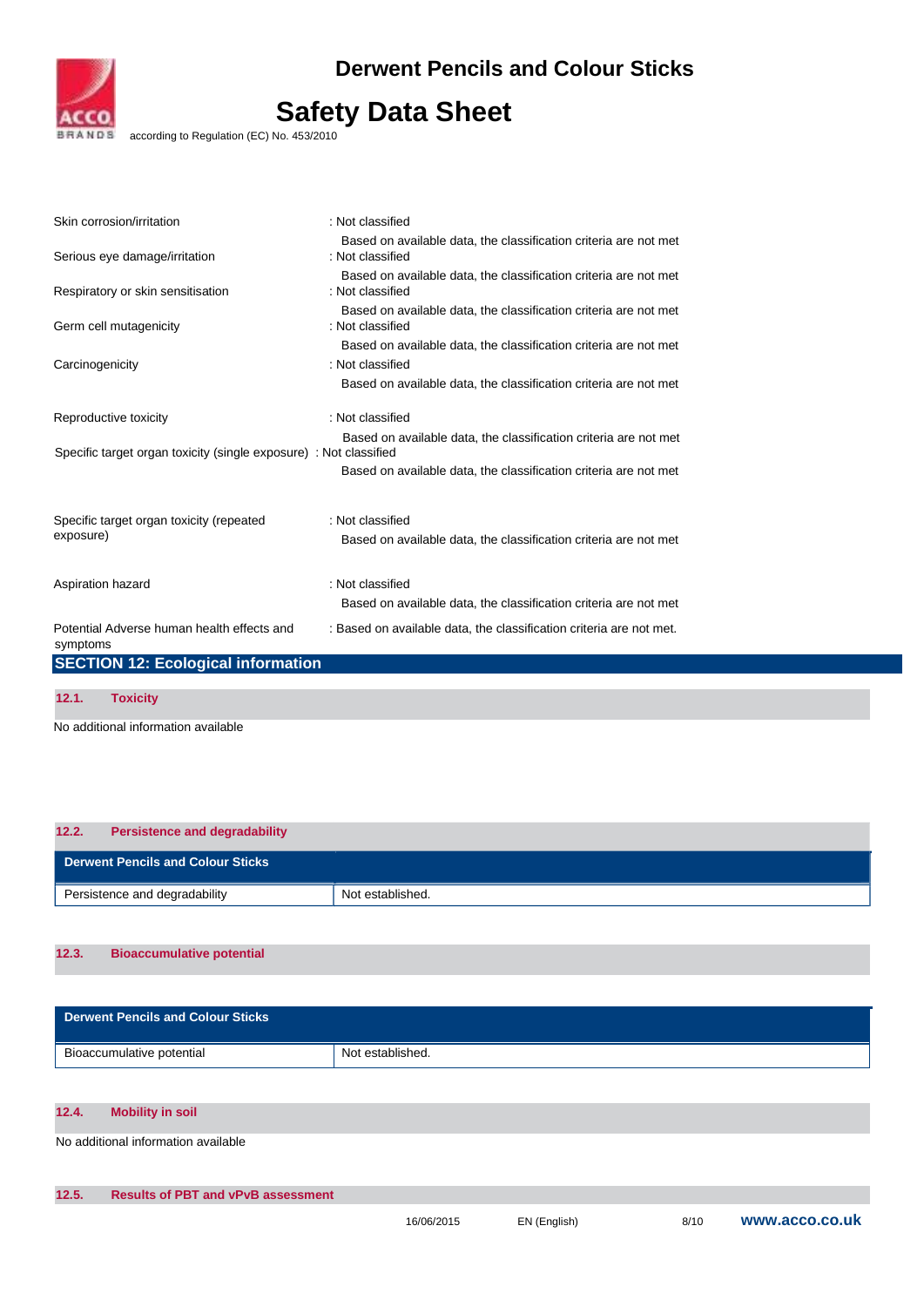Skin corrosion/irritation : Not classified
Based on available data, the classification criteria are not met

Serious eye damage/irritation : Not classified
Based on available data, the classification criteria are not met

Respiratory or skin sensitisation : Not classified
Based on available data, the classification criteria are not met

Germ cell mutagenicity : Not classified
Based on available data, the classification criteria are not met

Carcinogenicity : Not classified
Based on available data, the classification criteria are not met

Reproductive toxicity : Not classified
Based on available data, the classification criteria are not met

Specific target organ toxicity (single exposure) : Not classified
Based on available data, the classification criteria are not met

Specific target organ toxicity (repeated exposure) : Not classified
Based on available data, the classification criteria are not met

Aspiration hazard : Not classified
Based on available data, the classification criteria are not met

Potential Adverse human health effects and symptoms : Based on available data, the classification criteria are not met.

## SECTION 12: Ecological information

### 12.1. Toxicity

No additional information available

### 12.2. Persistence and degradability

| Derwent Pencils and Colour Sticks | |
|---|---|
| Persistence and degradability | Not established. |

### 12.3. Bioaccumulative potential

| Derwent Pencils and Colour Sticks | |
|---|---|
| Bioaccumulative potential | Not established. |

### 12.4. Mobility in soil

No additional information available

### 12.5. Results of PBT and vPvB assessment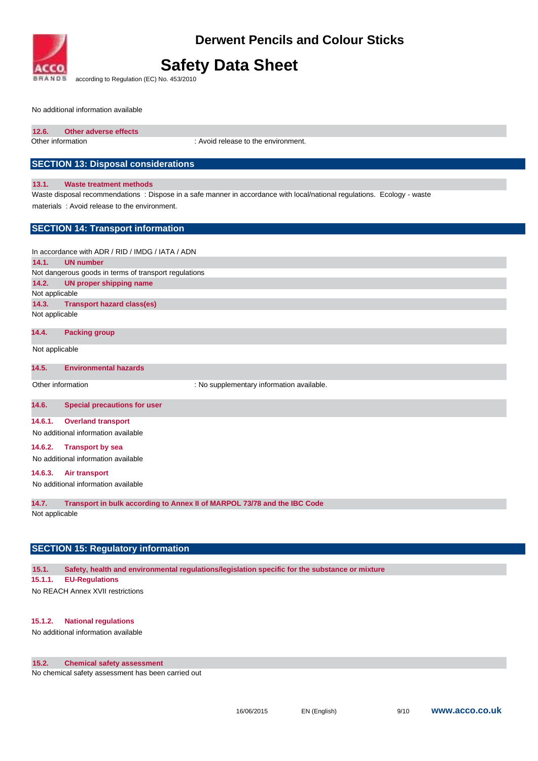No additional information available

### 12.6. Other adverse effects

Other information : Avoid release to the environment.

## SECTION 13: Disposal considerations

### 13.1. Waste treatment methods

Waste disposal recommendations : Dispose in a safe manner in accordance with local/national regulations. Ecology - waste materials : Avoid release to the environment.

## SECTION 14: Transport information

In accordance with ADR / RID / IMDG / IATA / ADN

### 14.1. UN number

Not dangerous goods in terms of transport regulations

### 14.2. UN proper shipping name

Not applicable

### 14.3. Transport hazard class(es)

Not applicable

### 14.4. Packing group

Not applicable

### 14.5. Environmental hazards

Other information : No supplementary information available.

### 14.6. Special precautions for user

#### 14.6.1. Overland transport

No additional information available

#### 14.6.2. Transport by sea

No additional information available

#### 14.6.3. Air transport

No additional information available

### 14.7. Transport in bulk according to Annex II of MARPOL 73/78 and the IBC Code

Not applicable

## SECTION 15: Regulatory information

### 15.1. Safety, health and environmental regulations/legislation specific for the substance or mixture

#### 15.1.1. EU-Regulations

No REACH Annex XVII restrictions

#### 15.1.2. National regulations

No additional information available

### 15.2. Chemical safety assessment

No chemical safety assessment has been carried out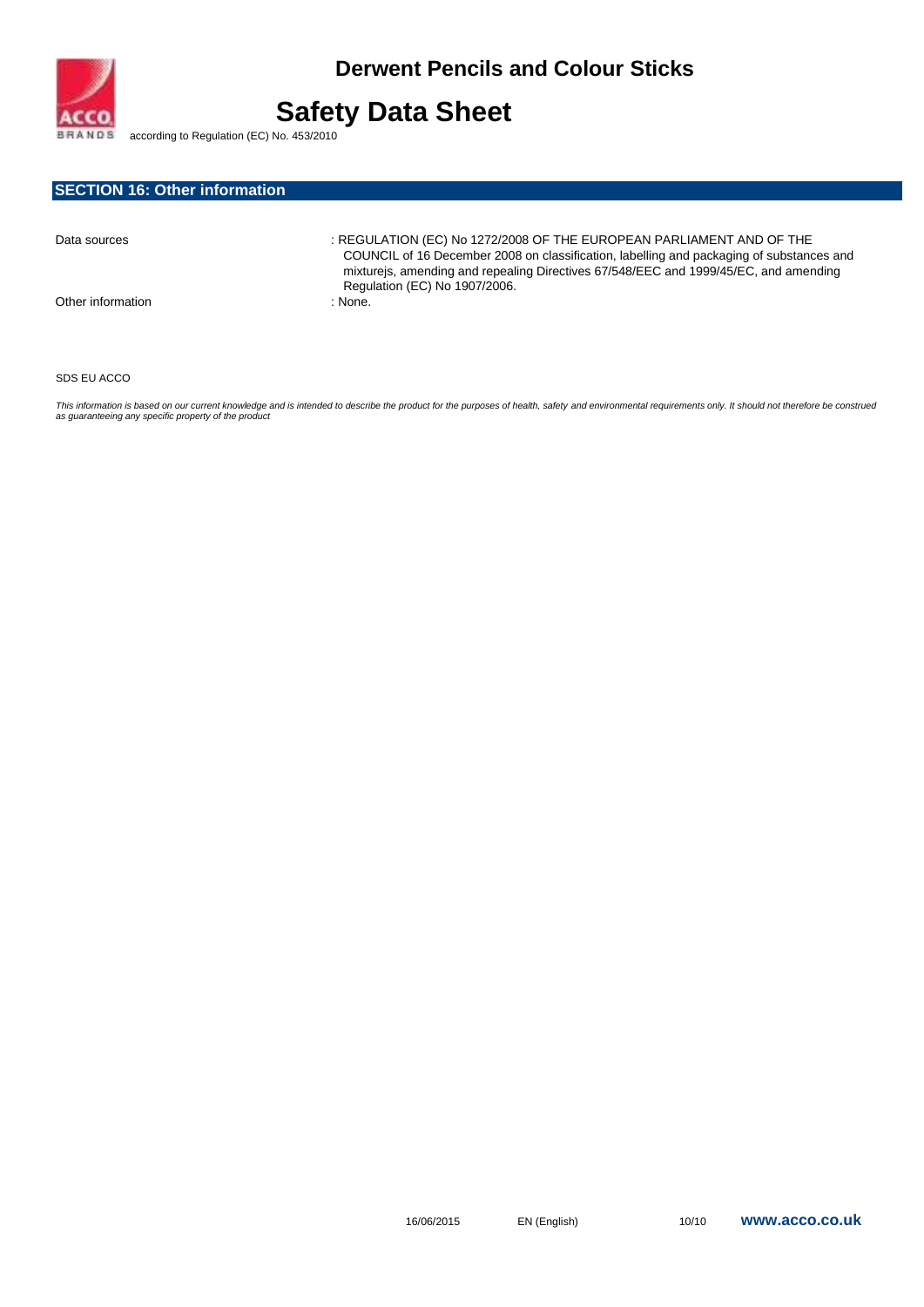## SECTION 16: Other information

| | |
|---|---|
| Data sources | : REGULATION (EC) No 1272/2008 OF THE EUROPEAN PARLIAMENT AND OF THE COUNCIL of 16 December 2008 on classification, labelling and packaging of substances and mixturejs, amending and repealing Directives 67/548/EEC and 1999/45/EC, and amending Regulation (EC) No 1907/2006. |
| Other information | : None. |

SDS EU ACCO

*This information is based on our current knowledge and is intended to describe the product for the purposes of health, safety and environmental requirements only. It should not therefore be construed as guaranteeing any specific property of the product*